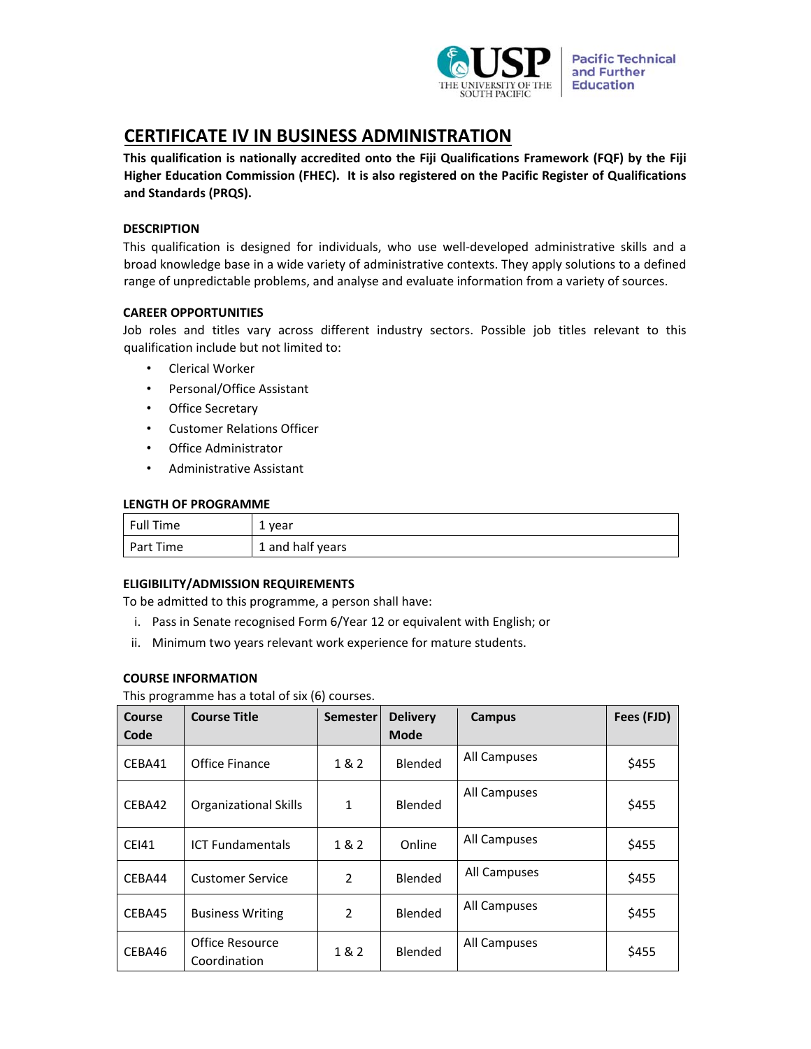# CERTIFICATE IV IN BUSINESS ADMINISTRATION

**This qualification is nationally accredited onto the Fiji Qualifications Framework (FQF) by the Fiji Higher Education Commission (FHEC). It is also registered on the Pacific Register of Qualifications and Standards (PRQS).**

### DESCRIPTION

This qualification is designed for individuals, who use well-developed administrative skills and a broad knowledge base in a wide variety of administrative contexts. They apply solutions to a defined range of unpredictable problems, and analyse and evaluate information from a variety of sources.

### CAREER OPPORTUNITIES

Job roles and titles vary across different industry sectors. Possible job titles relevant to this qualification include but not limited to:

- Clerical Worker
- Personal/Office Assistant
- Office Secretary
- Customer Relations Officer
- Office Administrator
- Administrative Assistant

### LENGTH OF PROGRAMME

| Full Time | 1 year |
|---|---|
| Part Time | 1 and half years |

### ELIGIBILITY/ADMISSION REQUIREMENTS

To be admitted to this programme, a person shall have:

i. Pass in Senate recognised Form 6/Year 12 or equivalent with English; or
ii. Minimum two years relevant work experience for mature students.

### COURSE INFORMATION

This programme has a total of six (6) courses.

| Course Code | Course Title | Semester | Delivery Mode | Campus | Fees (FJD) |
|---|---|---|---|---|---|
| CEBA41 | Office Finance | 1 & 2 | Blended | All Campuses | $455 |
| CEBA42 | Organizational Skills | 1 | Blended | All Campuses | $455 |
| CEI41 | ICT Fundamentals | 1 & 2 | Online | All Campuses | $455 |
| CEBA44 | Customer Service | 2 | Blended | All Campuses | $455 |
| CEBA45 | Business Writing | 2 | Blended | All Campuses | $455 |
| CEBA46 | Office Resource Coordination | 1 & 2 | Blended | All Campuses | $455 |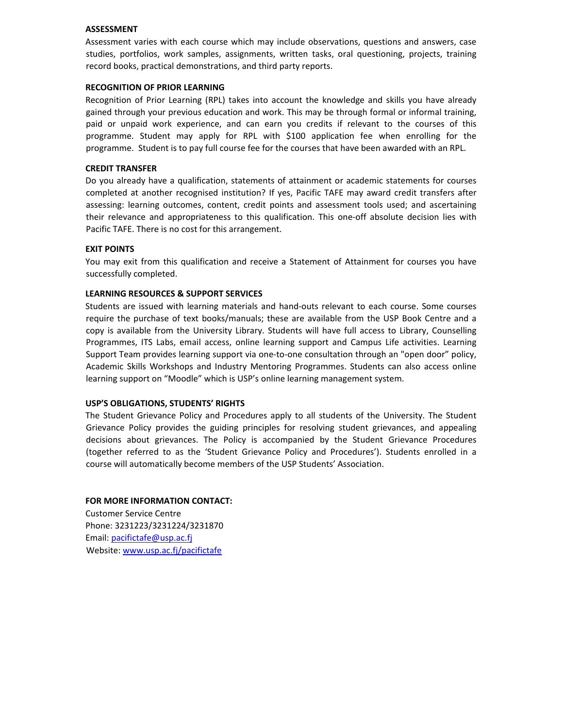## ASSESSMENT

Assessment varies with each course which may include observations, questions and answers, case studies, portfolios, work samples, assignments, written tasks, oral questioning, projects, training record books, practical demonstrations, and third party reports.

## RECOGNITION OF PRIOR LEARNING

Recognition of Prior Learning (RPL) takes into account the knowledge and skills you have already gained through your previous education and work. This may be through formal or informal training, paid or unpaid work experience, and can earn you credits if relevant to the courses of this programme. Student may apply for RPL with $100 application fee when enrolling for the programme. Student is to pay full course fee for the courses that have been awarded with an RPL.

## CREDIT TRANSFER

Do you already have a qualification, statements of attainment or academic statements for courses completed at another recognised institution? If yes, Pacific TAFE may award credit transfers after assessing: learning outcomes, content, credit points and assessment tools used; and ascertaining their relevance and appropriateness to this qualification. This one-off absolute decision lies with Pacific TAFE. There is no cost for this arrangement.

## EXIT POINTS

You may exit from this qualification and receive a Statement of Attainment for courses you have successfully completed.

## LEARNING RESOURCES & SUPPORT SERVICES

Students are issued with learning materials and hand-outs relevant to each course. Some courses require the purchase of text books/manuals; these are available from the USP Book Centre and a copy is available from the University Library. Students will have full access to Library, Counselling Programmes, ITS Labs, email access, online learning support and Campus Life activities. Learning Support Team provides learning support via one-to-one consultation through an "open door" policy, Academic Skills Workshops and Industry Mentoring Programmes. Students can also access online learning support on "Moodle" which is USP's online learning management system.

## USP'S OBLIGATIONS, STUDENTS' RIGHTS

The Student Grievance Policy and Procedures apply to all students of the University. The Student Grievance Policy provides the guiding principles for resolving student grievances, and appealing decisions about grievances. The Policy is accompanied by the Student Grievance Procedures (together referred to as the 'Student Grievance Policy and Procedures'). Students enrolled in a course will automatically become members of the USP Students' Association.

## FOR MORE INFORMATION CONTACT:

Customer Service Centre
Phone: 3231223/3231224/3231870
Email: pacifictafe@usp.ac.fj
Website: www.usp.ac.fj/pacifictafe